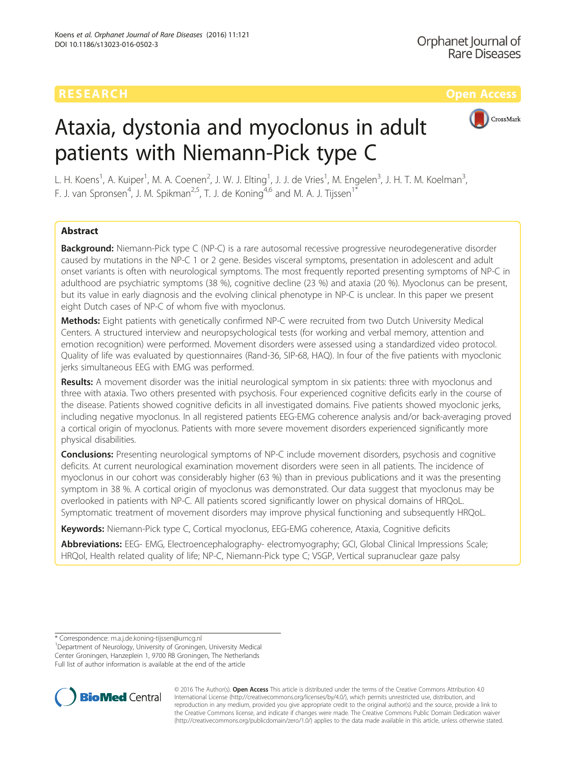RESEARCH

Open Access

# Ataxia, dystonia and myoclonus in adult patients with Niemann-Pick type C

L. H. Koens[1], A. Kuiper[1], M. A. Coenen[2], J. W. J. Elting[1], J. J. de Vries[1], M. Engelen[3], J. H. T. M. Koelman[3], F. J. van Spronsen[4], J. M. Spikman[2,5], T. J. de Koning[4,6] and M. A. J. Tijssen[1*]

## Abstract

**Background:** Niemann-Pick type C (NP-C) is a rare autosomal recessive progressive neurodegenerative disorder caused by mutations in the NP-C 1 or 2 gene. Besides visceral symptoms, presentation in adolescent and adult onset variants is often with neurological symptoms. The most frequently reported presenting symptoms of NP-C in adulthood are psychiatric symptoms (38 %), cognitive decline (23 %) and ataxia (20 %). Myoclonus can be present, but its value in early diagnosis and the evolving clinical phenotype in NP-C is unclear. In this paper we present eight Dutch cases of NP-C of whom five with myoclonus.

**Methods:** Eight patients with genetically confirmed NP-C were recruited from two Dutch University Medical Centers. A structured interview and neuropsychological tests (for working and verbal memory, attention and emotion recognition) were performed. Movement disorders were assessed using a standardized video protocol. Quality of life was evaluated by questionnaires (Rand-36, SIP-68, HAQ). In four of the five patients with myoclonic jerks simultaneous EEG with EMG was performed.

**Results:** A movement disorder was the initial neurological symptom in six patients: three with myoclonus and three with ataxia. Two others presented with psychosis. Four experienced cognitive deficits early in the course of the disease. Patients showed cognitive deficits in all investigated domains. Five patients showed myoclonic jerks, including negative myoclonus. In all registered patients EEG-EMG coherence analysis and/or back-averaging proved a cortical origin of myoclonus. Patients with more severe movement disorders experienced significantly more physical disabilities.

**Conclusions:** Presenting neurological symptoms of NP-C include movement disorders, psychosis and cognitive deficits. At current neurological examination movement disorders were seen in all patients. The incidence of myoclonus in our cohort was considerably higher (63 %) than in previous publications and it was the presenting symptom in 38 %. A cortical origin of myoclonus was demonstrated. Our data suggest that myoclonus may be overlooked in patients with NP-C. All patients scored significantly lower on physical domains of HRQoL. Symptomatic treatment of movement disorders may improve physical functioning and subsequently HRQoL.

**Keywords:** Niemann-Pick type C, Cortical myoclonus, EEG-EMG coherence, Ataxia, Cognitive deficits

**Abbreviations:** EEG- EMG, Electroencephalography- electromyography; GCI, Global Clinical Impressions Scale; HRQol, Health related quality of life; NP-C, Niemann-Pick type C; VSGP, Vertical supranuclear gaze palsy

---

* Correspondence: m.a.j.de.koning-tijssen@umcg.nl

[1]Department of Neurology, University of Groningen, University Medical Center Groningen, Hanzeplein 1, 9700 RB Groningen, The Netherlands

Full list of author information is available at the end of the article

© 2016 The Author(s). **Open Access** This article is distributed under the terms of the Creative Commons Attribution 4.0 International License (http://creativecommons.org/licenses/by/4.0/), which permits unrestricted use, distribution, and reproduction in any medium, provided you give appropriate credit to the original author(s) and the source, provide a link to the Creative Commons license, and indicate if changes were made. The Creative Commons Public Domain Dedication waiver (http://creativecommons.org/publicdomain/zero/1.0/) applies to the data made available in this article, unless otherwise stated.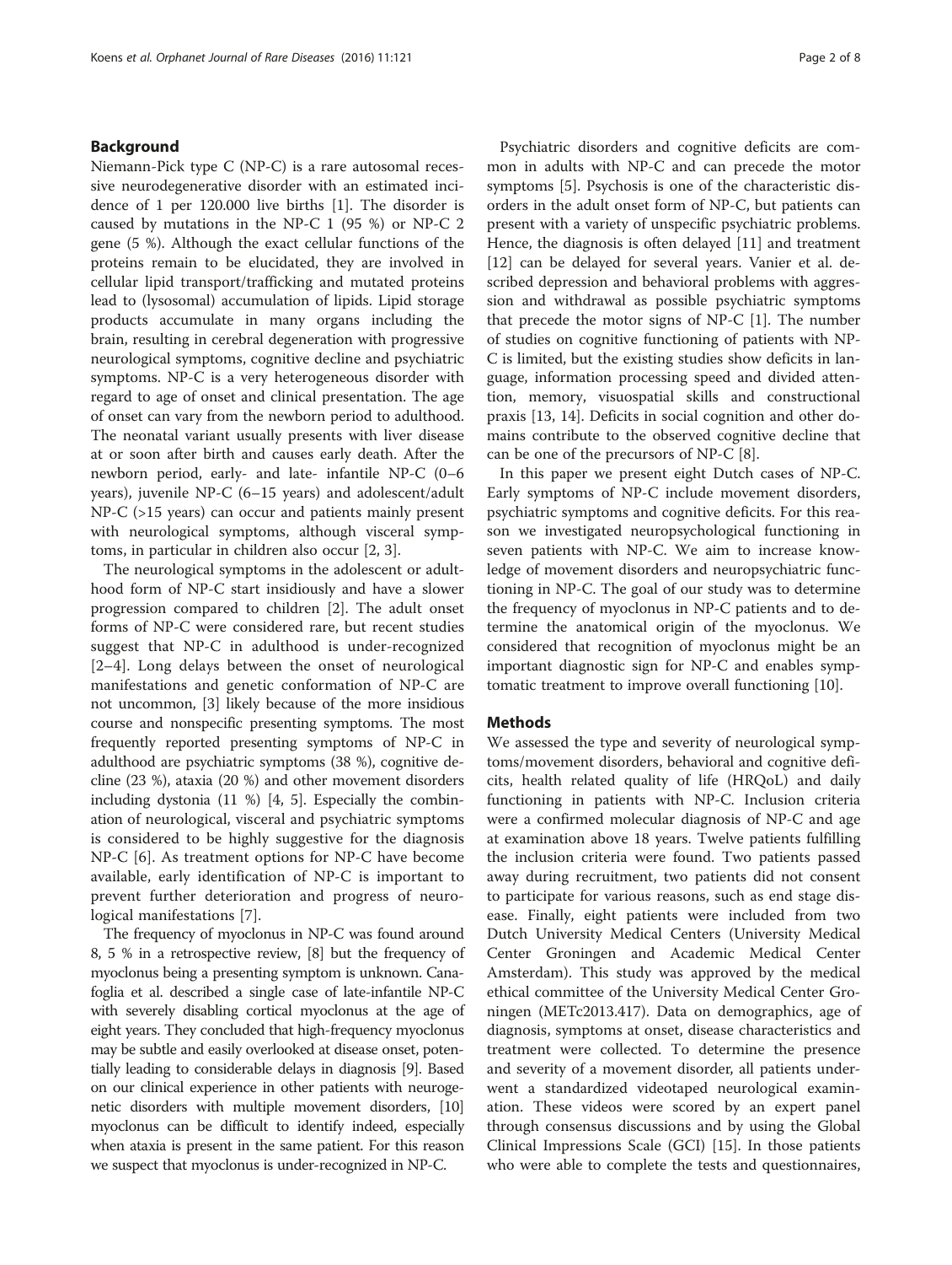## Background

Niemann-Pick type C (NP-C) is a rare autosomal recessive neurodegenerative disorder with an estimated incidence of 1 per 120.000 live births [1]. The disorder is caused by mutations in the NP-C 1 (95 %) or NP-C 2 gene (5 %). Although the exact cellular functions of the proteins remain to be elucidated, they are involved in cellular lipid transport/trafficking and mutated proteins lead to (lysosomal) accumulation of lipids. Lipid storage products accumulate in many organs including the brain, resulting in cerebral degeneration with progressive neurological symptoms, cognitive decline and psychiatric symptoms. NP-C is a very heterogeneous disorder with regard to age of onset and clinical presentation. The age of onset can vary from the newborn period to adulthood. The neonatal variant usually presents with liver disease at or soon after birth and causes early death. After the newborn period, early- and late- infantile NP-C (0–6 years), juvenile NP-C (6–15 years) and adolescent/adult NP-C (>15 years) can occur and patients mainly present with neurological symptoms, although visceral symptoms, in particular in children also occur [2, 3].

The neurological symptoms in the adolescent or adulthood form of NP-C start insidiously and have a slower progression compared to children [2]. The adult onset forms of NP-C were considered rare, but recent studies suggest that NP-C in adulthood is under-recognized [2–4]. Long delays between the onset of neurological manifestations and genetic conformation of NP-C are not uncommon, [3] likely because of the more insidious course and nonspecific presenting symptoms. The most frequently reported presenting symptoms of NP-C in adulthood are psychiatric symptoms (38 %), cognitive decline (23 %), ataxia (20 %) and other movement disorders including dystonia (11 %) [4, 5]. Especially the combination of neurological, visceral and psychiatric symptoms is considered to be highly suggestive for the diagnosis NP-C [6]. As treatment options for NP-C have become available, early identification of NP-C is important to prevent further deterioration and progress of neurological manifestations [7].

The frequency of myoclonus in NP-C was found around 8, 5 % in a retrospective review, [8] but the frequency of myoclonus being a presenting symptom is unknown. Canafoglia et al. described a single case of late-infantile NP-C with severely disabling cortical myoclonus at the age of eight years. They concluded that high-frequency myoclonus may be subtle and easily overlooked at disease onset, potentially leading to considerable delays in diagnosis [9]. Based on our clinical experience in other patients with neurogenetic disorders with multiple movement disorders, [10] myoclonus can be difficult to identify indeed, especially when ataxia is present in the same patient. For this reason we suspect that myoclonus is under-recognized in NP-C.

Psychiatric disorders and cognitive deficits are common in adults with NP-C and can precede the motor symptoms [5]. Psychosis is one of the characteristic disorders in the adult onset form of NP-C, but patients can present with a variety of unspecific psychiatric problems. Hence, the diagnosis is often delayed [11] and treatment [12] can be delayed for several years. Vanier et al. described depression and behavioral problems with aggression and withdrawal as possible psychiatric symptoms that precede the motor signs of NP-C [1]. The number of studies on cognitive functioning of patients with NP-C is limited, but the existing studies show deficits in language, information processing speed and divided attention, memory, visuospatial skills and constructional praxis [13, 14]. Deficits in social cognition and other domains contribute to the observed cognitive decline that can be one of the precursors of NP-C [8].

In this paper we present eight Dutch cases of NP-C. Early symptoms of NP-C include movement disorders, psychiatric symptoms and cognitive deficits. For this reason we investigated neuropsychological functioning in seven patients with NP-C. We aim to increase knowledge of movement disorders and neuropsychiatric functioning in NP-C. The goal of our study was to determine the frequency of myoclonus in NP-C patients and to determine the anatomical origin of the myoclonus. We considered that recognition of myoclonus might be an important diagnostic sign for NP-C and enables symptomatic treatment to improve overall functioning [10].

## Methods

We assessed the type and severity of neurological symptoms/movement disorders, behavioral and cognitive deficits, health related quality of life (HRQoL) and daily functioning in patients with NP-C. Inclusion criteria were a confirmed molecular diagnosis of NP-C and age at examination above 18 years. Twelve patients fulfilling the inclusion criteria were found. Two patients passed away during recruitment, two patients did not consent to participate for various reasons, such as end stage disease. Finally, eight patients were included from two Dutch University Medical Centers (University Medical Center Groningen and Academic Medical Center Amsterdam). This study was approved by the medical ethical committee of the University Medical Center Groningen (METc2013.417). Data on demographics, age of diagnosis, symptoms at onset, disease characteristics and treatment were collected. To determine the presence and severity of a movement disorder, all patients underwent a standardized videotaped neurological examination. These videos were scored by an expert panel through consensus discussions and by using the Global Clinical Impressions Scale (GCI) [15]. In those patients who were able to complete the tests and questionnaires,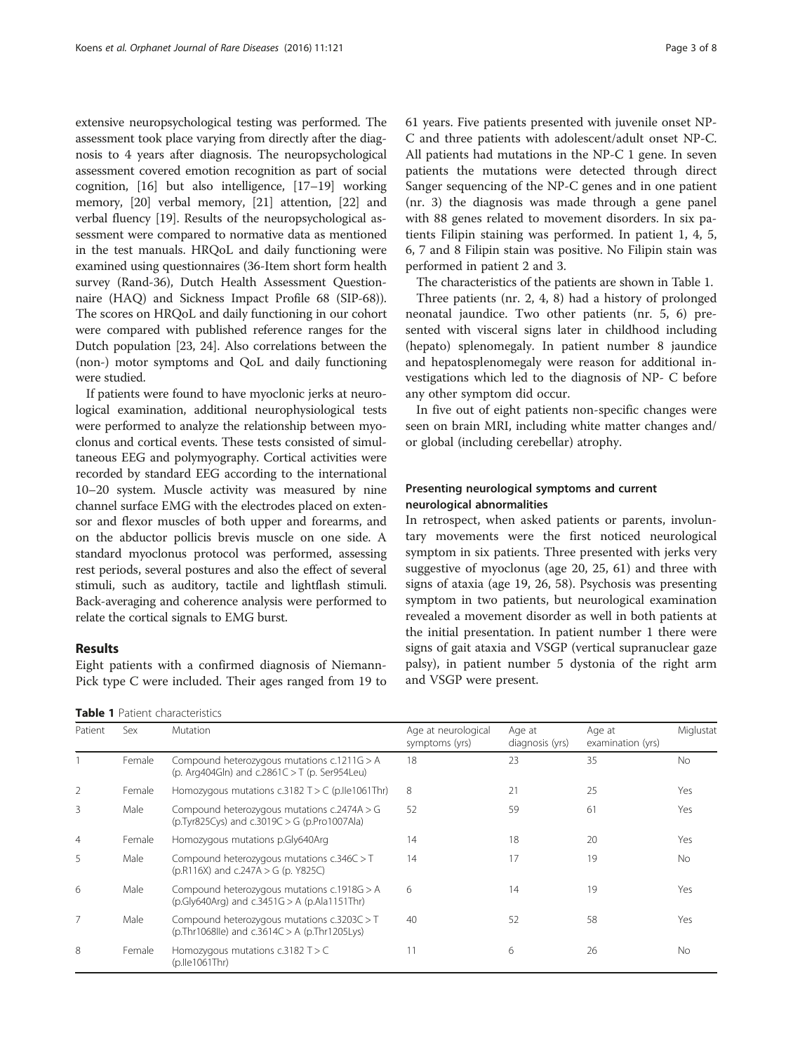extensive neuropsychological testing was performed. The assessment took place varying from directly after the diagnosis to 4 years after diagnosis. The neuropsychological assessment covered emotion recognition as part of social cognition, [16] but also intelligence, [17–19] working memory, [20] verbal memory, [21] attention, [22] and verbal fluency [19]. Results of the neuropsychological assessment were compared to normative data as mentioned in the test manuals. HRQoL and daily functioning were examined using questionnaires (36-Item short form health survey (Rand-36), Dutch Health Assessment Questionnaire (HAQ) and Sickness Impact Profile 68 (SIP-68)). The scores on HRQoL and daily functioning in our cohort were compared with published reference ranges for the Dutch population [23, 24]. Also correlations between the (non-) motor symptoms and QoL and daily functioning were studied.

If patients were found to have myoclonic jerks at neurological examination, additional neurophysiological tests were performed to analyze the relationship between myoclonus and cortical events. These tests consisted of simultaneous EEG and polymyography. Cortical activities were recorded by standard EEG according to the international 10–20 system. Muscle activity was measured by nine channel surface EMG with the electrodes placed on extensor and flexor muscles of both upper and forearms, and on the abductor pollicis brevis muscle on one side. A standard myoclonus protocol was performed, assessing rest periods, several postures and also the effect of several stimuli, such as auditory, tactile and lightflash stimuli. Back-averaging and coherence analysis were performed to relate the cortical signals to EMG burst.

## Results

Eight patients with a confirmed diagnosis of Niemann-Pick type C were included. Their ages ranged from 19 to 61 years. Five patients presented with juvenile onset NP-C and three patients with adolescent/adult onset NP-C. All patients had mutations in the NP-C 1 gene. In seven patients the mutations were detected through direct Sanger sequencing of the NP-C genes and in one patient (nr. 3) the diagnosis was made through a gene panel with 88 genes related to movement disorders. In six patients Filipin staining was performed. In patient 1, 4, 5, 6, 7 and 8 Filipin stain was positive. No Filipin stain was performed in patient 2 and 3.

The characteristics of the patients are shown in Table 1.

Three patients (nr. 2, 4, 8) had a history of prolonged neonatal jaundice. Two other patients (nr. 5, 6) presented with visceral signs later in childhood including (hepato) splenomegaly. In patient number 8 jaundice and hepatosplenomegaly were reason for additional investigations which led to the diagnosis of NP- C before any other symptom did occur.

In five out of eight patients non-specific changes were seen on brain MRI, including white matter changes and/or global (including cerebellar) atrophy.

### Presenting neurological symptoms and current neurological abnormalities

In retrospect, when asked patients or parents, involuntary movements were the first noticed neurological symptom in six patients. Three presented with jerks very suggestive of myoclonus (age 20, 25, 61) and three with signs of ataxia (age 19, 26, 58). Psychosis was presenting symptom in two patients, but neurological examination revealed a movement disorder as well in both patients at the initial presentation. In patient number 1 there were signs of gait ataxia and VSGP (vertical supranuclear gaze palsy), in patient number 5 dystonia of the right arm and VSGP were present.

**Table 1** Patient characteristics

| Patient | Sex | Mutation | Age at neurological symptoms (yrs) | Age at diagnosis (yrs) | Age at examination (yrs) | Miglustat |
|---|---|---|---|---|---|---|
| 1 | Female | Compound heterozygous mutations c.1211G > A (p. Arg404Gln) and c.2861C > T (p. Ser954Leu) | 18 | 23 | 35 | No |
| 2 | Female | Homozygous mutations c.3182 T > C (p.Ile1061Thr) | 8 | 21 | 25 | Yes |
| 3 | Male | Compound heterozygous mutations c.2474A > G (p.Tyr825Cys) and c.3019C > G (p.Pro1007Ala) | 52 | 59 | 61 | Yes |
| 4 | Female | Homozygous mutations p.Gly640Arg | 14 | 18 | 20 | Yes |
| 5 | Male | Compound heterozygous mutations c.346C > T (p.R116X) and c.247A > G (p. Y825C) | 14 | 17 | 19 | No |
| 6 | Male | Compound heterozygous mutations c.1918G > A (p.Gly640Arg) and c.3451G > A (p.Ala1151Thr) | 6 | 14 | 19 | Yes |
| 7 | Male | Compound heterozygous mutations c.3203C > T (p.Thr1068Ile) and c.3614C > A (p.Thr1205Lys) | 40 | 52 | 58 | Yes |
| 8 | Female | Homozygous mutations c.3182 T > C (p.Ile1061Thr) | 11 | 6 | 26 | No |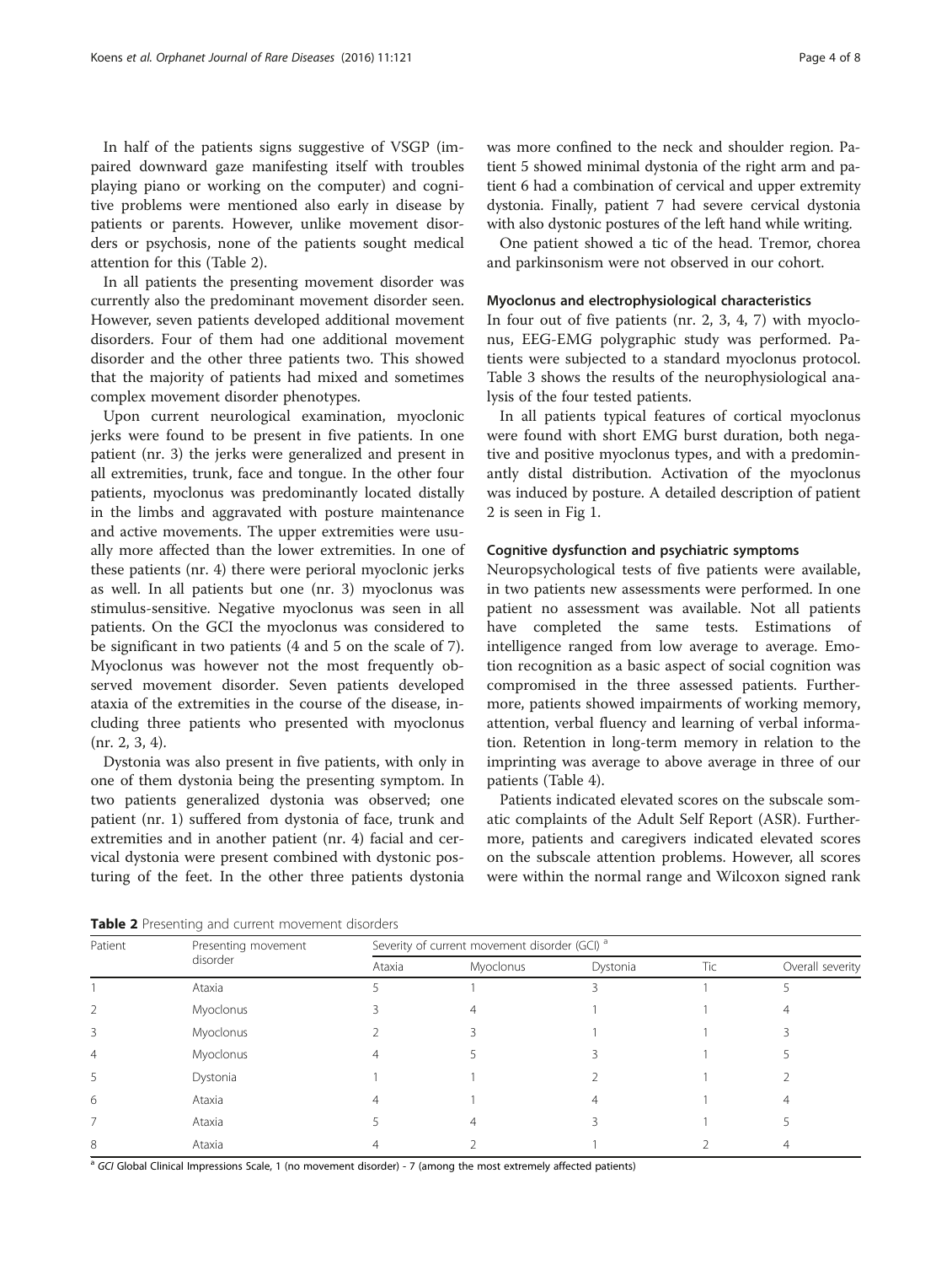In half of the patients signs suggestive of VSGP (impaired downward gaze manifesting itself with troubles playing piano or working on the computer) and cognitive problems were mentioned also early in disease by patients or parents. However, unlike movement disorders or psychosis, none of the patients sought medical attention for this (Table 2).

In all patients the presenting movement disorder was currently also the predominant movement disorder seen. However, seven patients developed additional movement disorders. Four of them had one additional movement disorder and the other three patients two. This showed that the majority of patients had mixed and sometimes complex movement disorder phenotypes.

Upon current neurological examination, myoclonic jerks were found to be present in five patients. In one patient (nr. 3) the jerks were generalized and present in all extremities, trunk, face and tongue. In the other four patients, myoclonus was predominantly located distally in the limbs and aggravated with posture maintenance and active movements. The upper extremities were usually more affected than the lower extremities. In one of these patients (nr. 4) there were perioral myoclonic jerks as well. In all patients but one (nr. 3) myoclonus was stimulus-sensitive. Negative myoclonus was seen in all patients. On the GCI the myoclonus was considered to be significant in two patients (4 and 5 on the scale of 7). Myoclonus was however not the most frequently observed movement disorder. Seven patients developed ataxia of the extremities in the course of the disease, including three patients who presented with myoclonus (nr. 2, 3, 4).

Dystonia was also present in five patients, with only in one of them dystonia being the presenting symptom. In two patients generalized dystonia was observed; one patient (nr. 1) suffered from dystonia of face, trunk and extremities and in another patient (nr. 4) facial and cervical dystonia were present combined with dystonic posturing of the feet. In the other three patients dystonia was more confined to the neck and shoulder region. Patient 5 showed minimal dystonia of the right arm and patient 6 had a combination of cervical and upper extremity dystonia. Finally, patient 7 had severe cervical dystonia with also dystonic postures of the left hand while writing.

One patient showed a tic of the head. Tremor, chorea and parkinsonism were not observed in our cohort.

### Myoclonus and electrophysiological characteristics

In four out of five patients (nr. 2, 3, 4, 7) with myoclonus, EEG-EMG polygraphic study was performed. Patients were subjected to a standard myoclonus protocol. Table 3 shows the results of the neurophysiological analysis of the four tested patients.

In all patients typical features of cortical myoclonus were found with short EMG burst duration, both negative and positive myoclonus types, and with a predominantly distal distribution. Activation of the myoclonus was induced by posture. A detailed description of patient 2 is seen in Fig 1.

### Cognitive dysfunction and psychiatric symptoms

Neuropsychological tests of five patients were available, in two patients new assessments were performed. In one patient no assessment was available. Not all patients have completed the same tests. Estimations of intelligence ranged from low average to average. Emotion recognition as a basic aspect of social cognition was compromised in the three assessed patients. Furthermore, patients showed impairments of working memory, attention, verbal fluency and learning of verbal information. Retention in long-term memory in relation to the imprinting was average to above average in three of our patients (Table 4).

Patients indicated elevated scores on the subscale somatic complaints of the Adult Self Report (ASR). Furthermore, patients and caregivers indicated elevated scores on the subscale attention problems. However, all scores were within the normal range and Wilcoxon signed rank

**Table 2** Presenting and current movement disorders

| Patient | Presenting movement disorder | Severity of current movement disorder (GCI) [a] | | | | |
|---|---|---|---|---|---|---|
| | | Ataxia | Myoclonus | Dystonia | Tic | Overall severity |
| 1 | Ataxia | 5 | 1 | 3 | 1 | 5 |
| 2 | Myoclonus | 3 | 4 | 1 | 1 | 4 |
| 3 | Myoclonus | 2 | 3 | 1 | 1 | 3 |
| 4 | Myoclonus | 4 | 5 | 3 | 1 | 5 |
| 5 | Dystonia | 1 | 1 | 2 | 1 | 2 |
| 6 | Ataxia | 4 | 1 | 4 | 1 | 4 |
| 7 | Ataxia | 5 | 4 | 3 | 1 | 5 |
| 8 | Ataxia | 4 | 2 | 1 | 2 | 4 |

[a] *GCI* Global Clinical Impressions Scale, 1 (no movement disorder) - 7 (among the most extremely affected patients)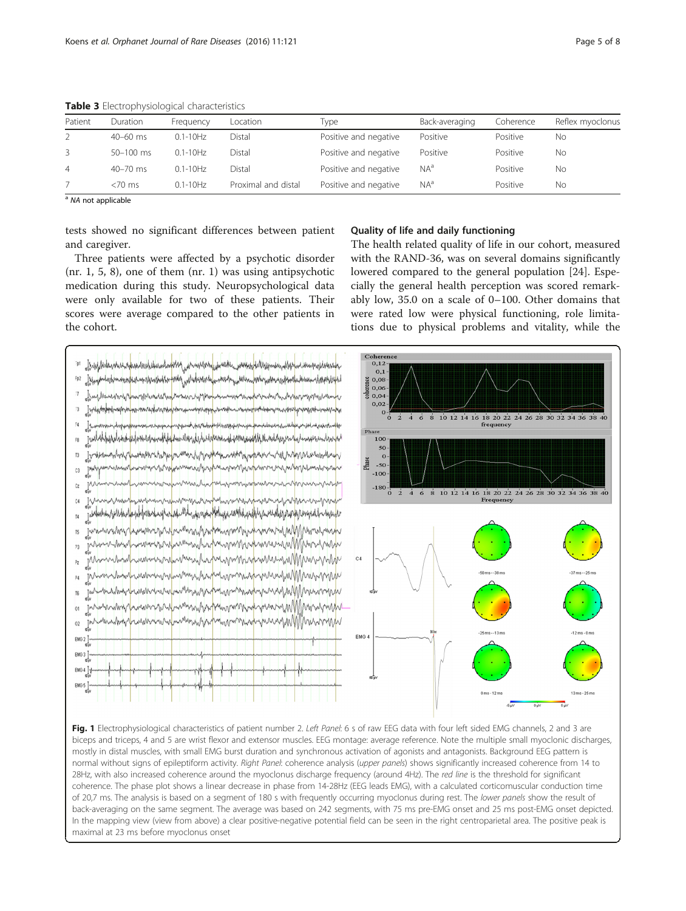**Table 3** Electrophysiological characteristics

| Patient | Duration | Frequency | Location | Type | Back-averaging | Coherence | Reflex myoclonus |
|---|---|---|---|---|---|---|---|
| 2 | 40–60 ms | 0.1-10Hz | Distal | Positive and negative | Positive | Positive | No |
| 3 | 50–100 ms | 0.1-10Hz | Distal | Positive and negative | Positive | Positive | No |
| 4 | 40–70 ms | 0.1-10Hz | Distal | Positive and negative | NA[a] | Positive | No |
| 7 | <70 ms | 0.1-10Hz | Proximal and distal | Positive and negative | NA[a] | Positive | No |

[a] *NA* not applicable

tests showed no significant differences between patient and caregiver.

Three patients were affected by a psychotic disorder (nr. 1, 5, 8), one of them (nr. 1) was using antipsychotic medication during this study. Neuropsychological data were only available for two of these patients. Their scores were average compared to the other patients in the cohort.

### Quality of life and daily functioning

The health related quality of life in our cohort, measured with the RAND-36, was on several domains significantly lowered compared to the general population [24]. Especially the general health perception was scored remarkably low, 35.0 on a scale of 0–100. Other domains that were rated low were physical functioning, role limitations due to physical problems and vitality, while the

**Fig. 1** Electrophysiological characteristics of patient number 2. *Left Panel*: 6 s of raw EEG data with four left sided EMG channels, 2 and 3 are biceps and triceps, 4 and 5 are wrist flexor and extensor muscles. EEG montage: average reference. Note the multiple small myoclonic discharges, mostly in distal muscles, with small EMG burst duration and synchronous activation of agonists and antagonists. Background EEG pattern is normal without signs of epileptiform activity. *Right Panel*: coherence analysis (*upper panels*) shows significantly increased coherence from 14 to 28Hz, with also increased coherence around the myoclonus discharge frequency (around 4Hz). The *red line* is the threshold for significant coherence. The phase plot shows a linear decrease in phase from 14-28Hz (EEG leads EMG), with a calculated corticomuscular conduction time of 20,7 ms. The analysis is based on a segment of 180 s with frequently occurring myoclonus during rest. The *lower panels* show the result of back-averaging on the same segment. The average was based on 242 segments, with 75 ms pre-EMG onset and 25 ms post-EMG onset depicted. In the mapping view (view from above) a clear positive-negative potential field can be seen in the right centroparietal area. The positive peak is maximal at 23 ms before myoclonus onset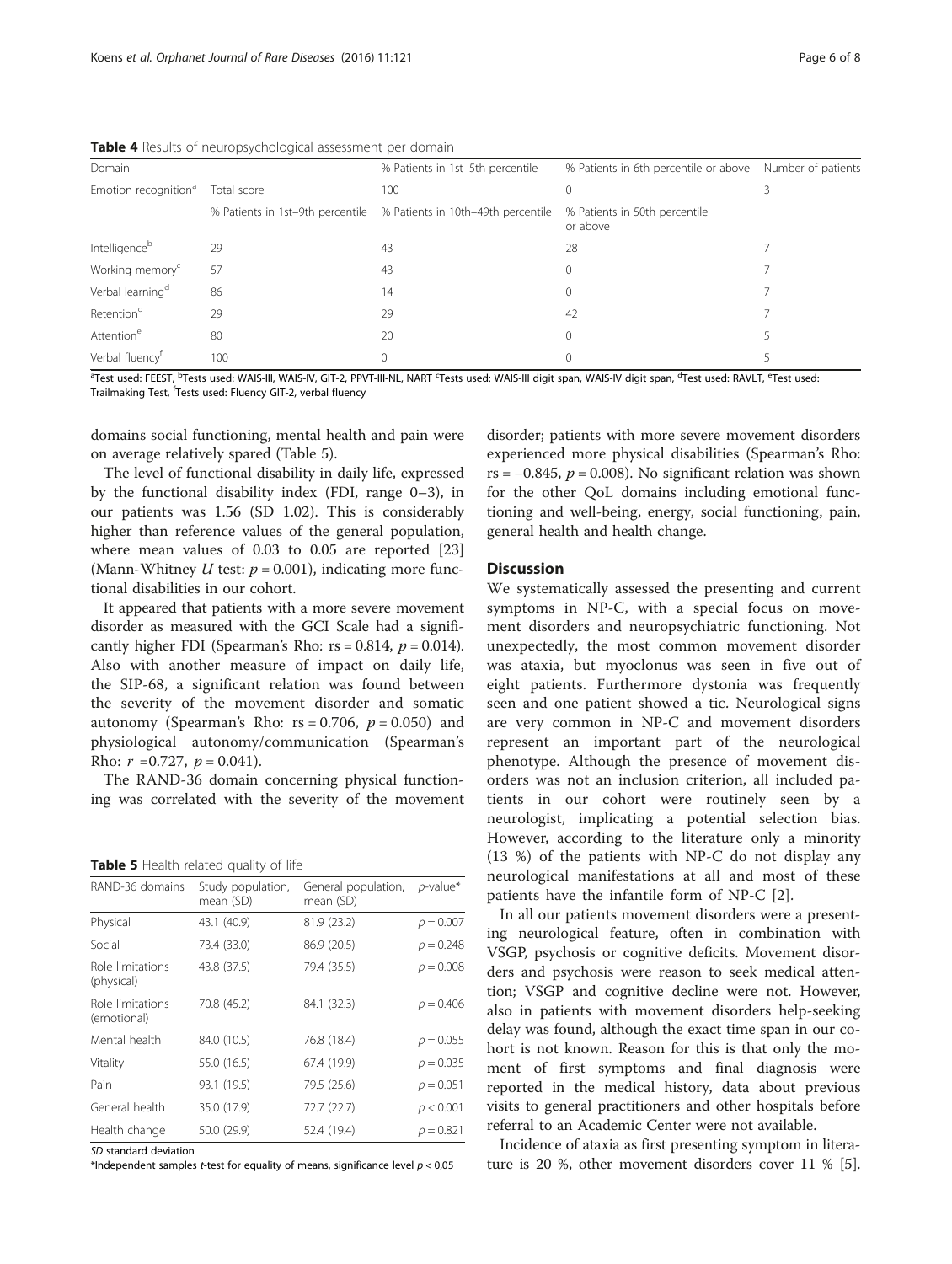**Table 4** Results of neuropsychological assessment per domain

| Domain | | % Patients in 1st–5th percentile | % Patients in 6th percentile or above | Number of patients |
|---|---|---|---|---|
| Emotion recognition[a] | Total score | 100 | 0 | 3 |
| | % Patients in 1st–9th percentile | % Patients in 10th–49th percentile | % Patients in 50th percentile or above | |
| Intelligence[b] | 29 | 43 | 28 | 7 |
| Working memory[c] | 57 | 43 | 0 | 7 |
| Verbal learning[d] | 86 | 14 | 0 | 7 |
| Retention[d] | 29 | 29 | 42 | 7 |
| Attention[e] | 80 | 20 | 0 | 5 |
| Verbal fluency[f] | 100 | 0 | 0 | 5 |

[a]Test used: FEEST, [b]Tests used: WAIS-III, WAIS-IV, GIT-2, PPVT-III-NL, NART [c]Tests used: WAIS-III digit span, WAIS-IV digit span, [d]Test used: RAVLT, [e]Test used: Trailmaking Test, [f]Tests used: Fluency GIT-2, verbal fluency

domains social functioning, mental health and pain were on average relatively spared (Table 5).

The level of functional disability in daily life, expressed by the functional disability index (FDI, range 0–3), in our patients was 1.56 (SD 1.02). This is considerably higher than reference values of the general population, where mean values of 0.03 to 0.05 are reported [23] (Mann-Whitney *U* test: $p = 0.001$), indicating more functional disabilities in our cohort.

It appeared that patients with a more severe movement disorder as measured with the GCI Scale had a significantly higher FDI (Spearman's Rho: $rs = 0.814$, $p = 0.014$). Also with another measure of impact on daily life, the SIP-68, a significant relation was found between the severity of the movement disorder and somatic autonomy (Spearman's Rho: $rs = 0.706$, $p = 0.050$) and physiological autonomy/communication (Spearman's Rho: $r = 0.727$, $p = 0.041$).

The RAND-36 domain concerning physical functioning was correlated with the severity of the movement disorder; patients with more severe movement disorders experienced more physical disabilities (Spearman's Rho: $rs = -0.845$, $p = 0.008$). No significant relation was shown for the other QoL domains including emotional functioning and well-being, energy, social functioning, pain, general health and health change.

**Table 5** Health related quality of life

| RAND-36 domains | Study population, mean (SD) | General population, mean (SD) | *p*-value* |
|---|---|---|---|
| Physical | 43.1 (40.9) | 81.9 (23.2) | $p = 0.007$ |
| Social | 73.4 (33.0) | 86.9 (20.5) | $p = 0.248$ |
| Role limitations (physical) | 43.8 (37.5) | 79.4 (35.5) | $p = 0.008$ |
| Role limitations (emotional) | 70.8 (45.2) | 84.1 (32.3) | $p = 0.406$ |
| Mental health | 84.0 (10.5) | 76.8 (18.4) | $p = 0.055$ |
| Vitality | 55.0 (16.5) | 67.4 (19.9) | $p = 0.035$ |
| Pain | 93.1 (19.5) | 79.5 (25.6) | $p = 0.051$ |
| General health | 35.0 (17.9) | 72.7 (22.7) | $p < 0.001$ |
| Health change | 50.0 (29.9) | 52.4 (19.4) | $p = 0.821$ |

*SD* standard deviation

*Independent samples *t*-test for equality of means, significance level $p < 0,05$

## Discussion

We systematically assessed the presenting and current symptoms in NP-C, with a special focus on movement disorders and neuropsychiatric functioning. Not unexpectedly, the most common movement disorder was ataxia, but myoclonus was seen in five out of eight patients. Furthermore dystonia was frequently seen and one patient showed a tic. Neurological signs are very common in NP-C and movement disorders represent an important part of the neurological phenotype. Although the presence of movement disorders was not an inclusion criterion, all included patients in our cohort were routinely seen by a neurologist, implicating a potential selection bias. However, according to the literature only a minority (13 %) of the patients with NP-C do not display any neurological manifestations at all and most of these patients have the infantile form of NP-C [2].

In all our patients movement disorders were a presenting neurological feature, often in combination with VSGP, psychosis or cognitive deficits. Movement disorders and psychosis were reason to seek medical attention; VSGP and cognitive decline were not. However, also in patients with movement disorders help-seeking delay was found, although the exact time span in our cohort is not known. Reason for this is that only the moment of first symptoms and final diagnosis were reported in the medical history, data about previous visits to general practitioners and other hospitals before referral to an Academic Center were not available.

Incidence of ataxia as first presenting symptom in literature is 20 %, other movement disorders cover 11 % [5].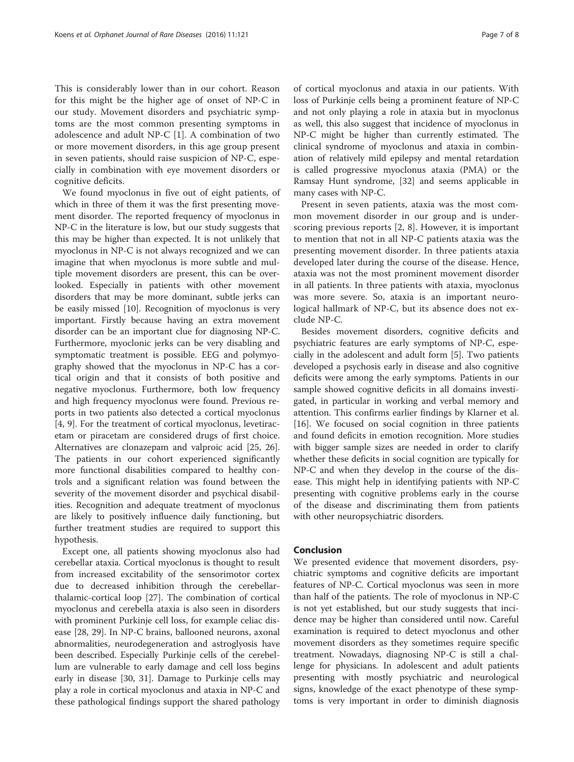This is considerably lower than in our cohort. Reason for this might be the higher age of onset of NP-C in our study. Movement disorders and psychiatric symptoms are the most common presenting symptoms in adolescence and adult NP-C [1]. A combination of two or more movement disorders, in this age group present in seven patients, should raise suspicion of NP-C, especially in combination with eye movement disorders or cognitive deficits.

We found myoclonus in five out of eight patients, of which in three of them it was the first presenting movement disorder. The reported frequency of myoclonus in NP-C in the literature is low, but our study suggests that this may be higher than expected. It is not unlikely that myoclonus in NP-C is not always recognized and we can imagine that when myoclonus is more subtle and multiple movement disorders are present, this can be overlooked. Especially in patients with other movement disorders that may be more dominant, subtle jerks can be easily missed [10]. Recognition of myoclonus is very important. Firstly because having an extra movement disorder can be an important clue for diagnosing NP-C. Furthermore, myoclonic jerks can be very disabling and symptomatic treatment is possible. EEG and polymyography showed that the myoclonus in NP-C has a cortical origin and that it consists of both positive and negative myoclonus. Furthermore, both low frequency and high frequency myoclonus were found. Previous reports in two patients also detected a cortical myoclonus [4, 9]. For the treatment of cortical myoclonus, levetiracetam or piracetam are considered drugs of first choice. Alternatives are clonazepam and valproic acid [25, 26]. The patients in our cohort experienced significantly more functional disabilities compared to healthy controls and a significant relation was found between the severity of the movement disorder and psychical disabilities. Recognition and adequate treatment of myoclonus are likely to positively influence daily functioning, but further treatment studies are required to support this hypothesis.

Except one, all patients showing myoclonus also had cerebellar ataxia. Cortical myoclonus is thought to result from increased excitability of the sensorimotor cortex due to decreased inhibition through the cerebellar-thalamic-cortical loop [27]. The combination of cortical myoclonus and cerebella ataxia is also seen in disorders with prominent Purkinje cell loss, for example celiac disease [28, 29]. In NP-C brains, ballooned neurons, axonal abnormalities, neurodegeneration and astroglyosis have been described. Especially Purkinje cells of the cerebellum are vulnerable to early damage and cell loss begins early in disease [30, 31]. Damage to Purkinje cells may play a role in cortical myoclonus and ataxia in NP-C and these pathological findings support the shared pathology of cortical myoclonus and ataxia in our patients. With loss of Purkinje cells being a prominent feature of NP-C and not only playing a role in ataxia but in myoclonus as well, this also suggest that incidence of myoclonus in NP-C might be higher than currently estimated. The clinical syndrome of myoclonus and ataxia in combination of relatively mild epilepsy and mental retardation is called progressive myoclonus ataxia (PMA) or the Ramsay Hunt syndrome, [32] and seems applicable in many cases with NP-C.

Present in seven patients, ataxia was the most common movement disorder in our group and is underscoring previous reports [2, 8]. However, it is important to mention that not in all NP-C patients ataxia was the presenting movement disorder. In three patients ataxia developed later during the course of the disease. Hence, ataxia was not the most prominent movement disorder in all patients. In three patients with ataxia, myoclonus was more severe. So, ataxia is an important neurological hallmark of NP-C, but its absence does not exclude NP-C.

Besides movement disorders, cognitive deficits and psychiatric features are early symptoms of NP-C, especially in the adolescent and adult form [5]. Two patients developed a psychosis early in disease and also cognitive deficits were among the early symptoms. Patients in our sample showed cognitive deficits in all domains investigated, in particular in working and verbal memory and attention. This confirms earlier findings by Klarner et al. [16]. We focused on social cognition in three patients and found deficits in emotion recognition. More studies with bigger sample sizes are needed in order to clarify whether these deficits in social cognition are typically for NP-C and when they develop in the course of the disease. This might help in identifying patients with NP-C presenting with cognitive problems early in the course of the disease and discriminating them from patients with other neuropsychiatric disorders.

## Conclusion

We presented evidence that movement disorders, psychiatric symptoms and cognitive deficits are important features of NP-C. Cortical myoclonus was seen in more than half of the patients. The role of myoclonus in NP-C is not yet established, but our study suggests that incidence may be higher than considered until now. Careful examination is required to detect myoclonus and other movement disorders as they sometimes require specific treatment. Nowadays, diagnosing NP-C is still a challenge for physicians. In adolescent and adult patients presenting with mostly psychiatric and neurological signs, knowledge of the exact phenotype of these symptoms is very important in order to diminish diagnosis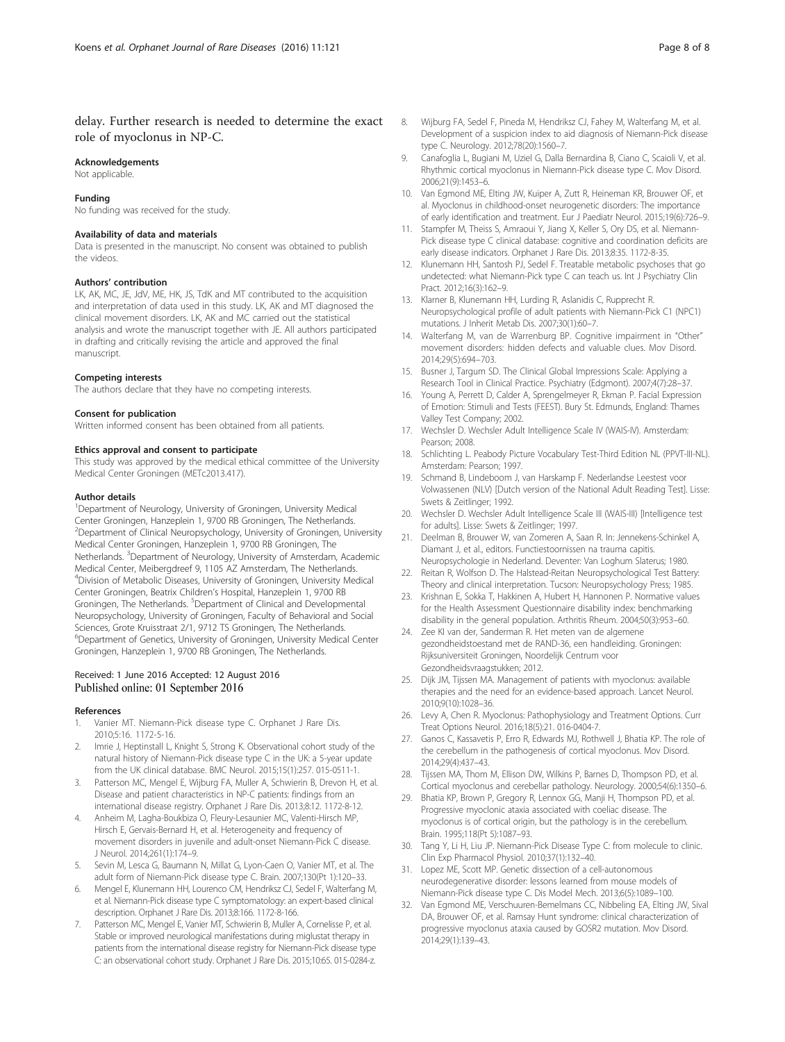delay. Further research is needed to determine the exact role of myoclonus in NP-C.

### Acknowledgements

Not applicable.

### Funding

No funding was received for the study.

### Availability of data and materials

Data is presented in the manuscript. No consent was obtained to publish the videos.

### Authors' contribution

LK, AK, MC, JE, JdV, ME, HK, JS, TdK and MT contributed to the acquisition and interpretation of data used in this study. LK, AK and MT diagnosed the clinical movement disorders. LK, AK and MC carried out the statistical analysis and wrote the manuscript together with JE. All authors participated in drafting and critically revising the article and approved the final manuscript.

### Competing interests

The authors declare that they have no competing interests.

### Consent for publication

Written informed consent has been obtained from all patients.

### Ethics approval and consent to participate

This study was approved by the medical ethical committee of the University Medical Center Groningen (METc2013.417).

### Author details

[1]Department of Neurology, University of Groningen, University Medical Center Groningen, Hanzeplein 1, 9700 RB Groningen, The Netherlands. [2]Department of Clinical Neuropsychology, University of Groningen, University Medical Center Groningen, Hanzeplein 1, 9700 RB Groningen, The Netherlands. [3]Department of Neurology, University of Amsterdam, Academic Medical Center, Meibergdreef 9, 1105 AZ Amsterdam, The Netherlands. [4]Division of Metabolic Diseases, University of Groningen, University Medical Center Groningen, Beatrix Children's Hospital, Hanzeplein 1, 9700 RB Groningen, The Netherlands. [5]Department of Clinical and Developmental Neuropsychology, University of Groningen, Faculty of Behavioral and Social Sciences, Grote Kruisstraat 2/1, 9712 TS Groningen, The Netherlands. [6]Department of Genetics, University of Groningen, University Medical Center Groningen, Hanzeplein 1, 9700 RB Groningen, The Netherlands.

Received: 1 June 2016 Accepted: 12 August 2016
Published online: 01 September 2016

### References

1. Vanier MT. Niemann-Pick disease type C. Orphanet J Rare Dis. 2010;5:16. 1172-5-16.
2. Imrie J, Heptinstall L, Knight S, Strong K. Observational cohort study of the natural history of Niemann-Pick disease type C in the UK: a 5-year update from the UK clinical database. BMC Neurol. 2015;15(1):257. 015-0511-1.
3. Patterson MC, Mengel E, Wijburg FA, Muller A, Schwierin B, Drevon H, et al. Disease and patient characteristics in NP-C patients: findings from an international disease registry. Orphanet J Rare Dis. 2013;8:12. 1172-8-12.
4. Anheim M, Lagha-Boukbiza O, Fleury-Lesaunier MC, Valenti-Hirsch MP, Hirsch E, Gervais-Bernard H, et al. Heterogeneity and frequency of movement disorders in juvenile and adult-onset Niemann-Pick C disease. J Neurol. 2014;261(1):174–9.
5. Sevin M, Lesca G, Baumann N, Millat G, Lyon-Caen O, Vanier MT, et al. The adult form of Niemann-Pick disease type C. Brain. 2007;130(Pt 1):120–33.
6. Mengel E, Klunemann HH, Lourenco CM, Hendriksz CJ, Sedel F, Walterfang M, et al. Niemann-Pick disease type C symptomatology: an expert-based clinical description. Orphanet J Rare Dis. 2013;8:166. 1172-8-166.
7. Patterson MC, Mengel E, Vanier MT, Schwierin B, Muller A, Cornelisse P, et al. Stable or improved neurological manifestations during miglustat therapy in patients from the international disease registry for Niemann-Pick disease type C: an observational cohort study. Orphanet J Rare Dis. 2015;10:65. 015-0284-z.
8. Wijburg FA, Sedel F, Pineda M, Hendriksz CJ, Fahey M, Walterfang M, et al. Development of a suspicion index to aid diagnosis of Niemann-Pick disease type C. Neurology. 2012;78(20):1560–7.
9. Canafoglia L, Bugiani M, Uziel G, Dalla Bernardina B, Ciano C, Scaioli V, et al. Rhythmic cortical myoclonus in Niemann-Pick disease type C. Mov Disord. 2006;21(9):1453–6.
10. Van Egmond ME, Elting JW, Kuiper A, Zutt R, Heineman KR, Brouwer OF, et al. Myoclonus in childhood-onset neurogenetic disorders: The importance of early identification and treatment. Eur J Paediatr Neurol. 2015;19(6):726–9.
11. Stampfer M, Theiss S, Amraoui Y, Jiang X, Keller S, Ory DS, et al. Niemann-Pick disease type C clinical database: cognitive and coordination deficits are early disease indicators. Orphanet J Rare Dis. 2013;8:35. 1172-8-35.
12. Klunemann HH, Santosh PJ, Sedel F. Treatable metabolic psychoses that go undetected: what Niemann-Pick type C can teach us. Int J Psychiatry Clin Pract. 2012;16(3):162–9.
13. Klarner B, Klunemann HH, Lurding R, Aslanidis C, Rupprecht R. Neuropsychological profile of adult patients with Niemann-Pick C1 (NPC1) mutations. J Inherit Metab Dis. 2007;30(1):60–7.
14. Walterfang M, van de Warrenburg BP. Cognitive impairment in "Other" movement disorders: hidden defects and valuable clues. Mov Disord. 2014;29(5):694–703.
15. Busner J, Targum SD. The Clinical Global Impressions Scale: Applying a Research Tool in Clinical Practice. Psychiatry (Edgmont). 2007;4(7):28–37.
16. Young A, Perrett D, Calder A, Sprengelmeyer R, Ekman P. Facial Expression of Emotion: Stimuli and Tests (FEEST). Bury St. Edmunds, England: Thames Valley Test Company; 2002.
17. Wechsler D. Wechsler Adult Intelligence Scale IV (WAIS-IV). Amsterdam: Pearson; 2008.
18. Schlichting L. Peabody Picture Vocabulary Test-Third Edition NL (PPVT-III-NL). Amsterdam: Pearson; 1997.
19. Schmand B, Lindeboom J, van Harskamp F. Nederlandse Leestest voor Volwassenen (NLV) [Dutch version of the National Adult Reading Test]. Lisse: Swets & Zeitlinger; 1992.
20. Wechsler D. Wechsler Adult Intelligence Scale III (WAIS-III) [Intelligence test for adults]. Lisse: Swets & Zeitlinger; 1997.
21. Deelman B, Brouwer W, van Zomeren A, Saan R. In: Jennekens-Schinkel A, Diamant J, et al., editors. Functiestoornissen na trauma capitis. Neuropsychologie in Nederland. Deventer: Van Loghum Slaterus; 1980.
22. Reitan R, Wolfson D. The Halstead-Reitan Neuropsychological Test Battery: Theory and clinical interpretation. Tucson: Neuropsychology Press; 1985.
23. Krishnan E, Sokka T, Hakkinen A, Hubert H, Hannonen P. Normative values for the Health Assessment Questionnaire disability index: benchmarking disability in the general population. Arthritis Rheum. 2004;50(3):953–60.
24. Zee KI van der, Sanderman R. Het meten van de algemene gezondheidstoestand met de RAND-36, een handleiding. Groningen: Rijksuniversiteit Groningen, Noordelijk Centrum voor Gezondheidsvraagstukken; 2012.
25. Dijk JM, Tijssen MA. Management of patients with myoclonus: available therapies and the need for an evidence-based approach. Lancet Neurol. 2010;9(10):1028–36.
26. Levy A, Chen R. Myoclonus: Pathophysiology and Treatment Options. Curr Treat Options Neurol. 2016;18(5):21. 016-0404-7.
27. Ganos C, Kassavetis P, Erro R, Edwards MJ, Rothwell J, Bhatia KP. The role of the cerebellum in the pathogenesis of cortical myoclonus. Mov Disord. 2014;29(4):437–43.
28. Tijssen MA, Thom M, Ellison DW, Wilkins P, Barnes D, Thompson PD, et al. Cortical myoclonus and cerebellar pathology. Neurology. 2000;54(6):1350–6.
29. Bhatia KP, Brown P, Gregory R, Lennox GG, Manji H, Thompson PD, et al. Progressive myoclonic ataxia associated with coeliac disease. The myoclonus is of cortical origin, but the pathology is in the cerebellum. Brain. 1995;118(Pt 5):1087–93.
30. Tang Y, Li H, Liu JP. Niemann-Pick Disease Type C: from molecule to clinic. Clin Exp Pharmacol Physiol. 2010;37(1):132–40.
31. Lopez ME, Scott MP. Genetic dissection of a cell-autonomous neurodegenerative disorder: lessons learned from mouse models of Niemann-Pick disease type C. Dis Model Mech. 2013;6(5):1089–100.
32. Van Egmond ME, Verschuuren-Bemelmans CC, Nibbeling EA, Elting JW, Sival DA, Brouwer OF, et al. Ramsay Hunt syndrome: clinical characterization of progressive myoclonus ataxia caused by GOSR2 mutation. Mov Disord. 2014;29(1):139–43.